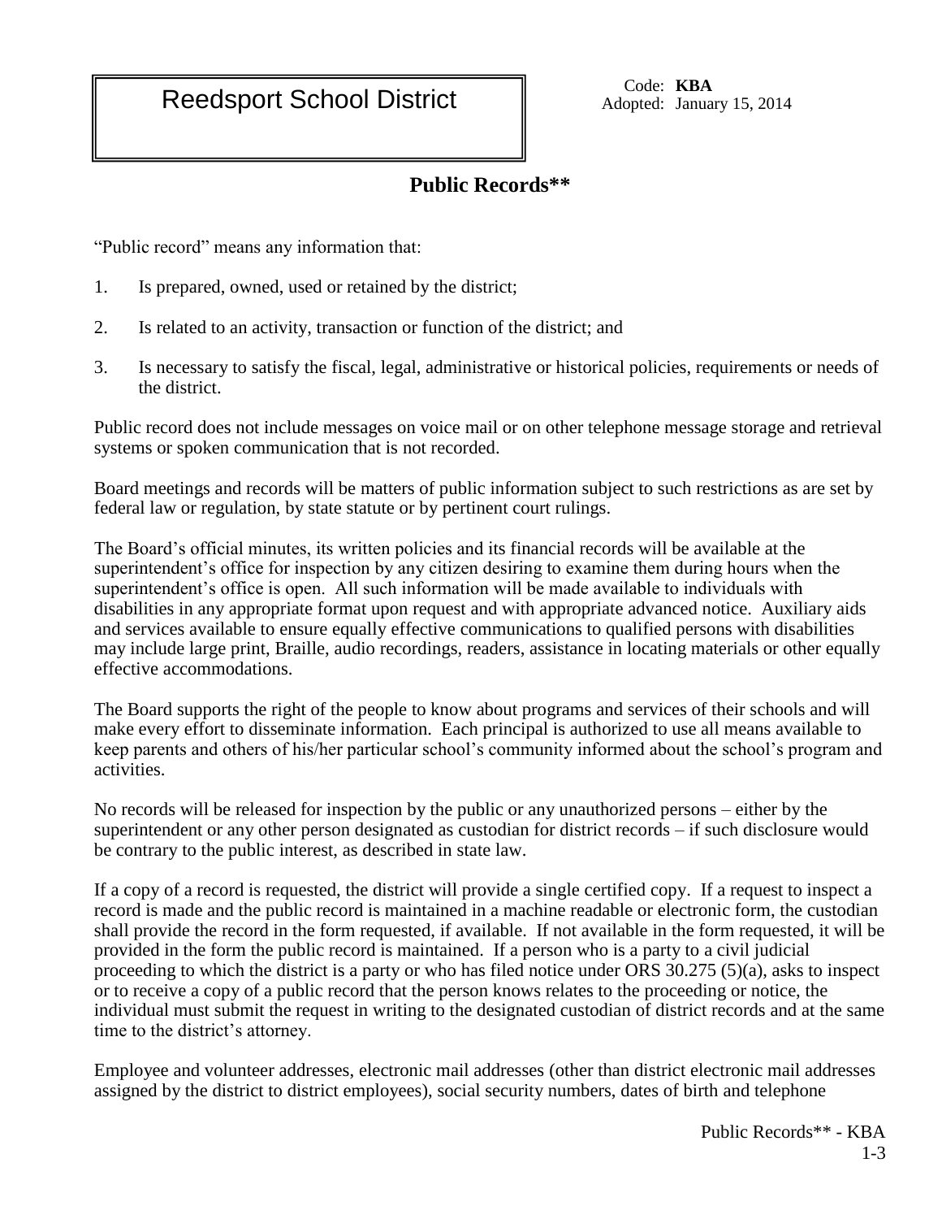Reedsport School District

Code: **KBA**
Adopted: January 15, 2014

## Public Records**

"Public record" means any information that:

1. Is prepared, owned, used or retained by the district;
2. Is related to an activity, transaction or function of the district; and
3. Is necessary to satisfy the fiscal, legal, administrative or historical policies, requirements or needs of the district.

Public record does not include messages on voice mail or on other telephone message storage and retrieval systems or spoken communication that is not recorded.

Board meetings and records will be matters of public information subject to such restrictions as are set by federal law or regulation, by state statute or by pertinent court rulings.

The Board's official minutes, its written policies and its financial records will be available at the superintendent's office for inspection by any citizen desiring to examine them during hours when the superintendent's office is open. All such information will be made available to individuals with disabilities in any appropriate format upon request and with appropriate advanced notice. Auxiliary aids and services available to ensure equally effective communications to qualified persons with disabilities may include large print, Braille, audio recordings, readers, assistance in locating materials or other equally effective accommodations.

The Board supports the right of the people to know about programs and services of their schools and will make every effort to disseminate information. Each principal is authorized to use all means available to keep parents and others of his/her particular school's community informed about the school's program and activities.

No records will be released for inspection by the public or any unauthorized persons – either by the superintendent or any other person designated as custodian for district records – if such disclosure would be contrary to the public interest, as described in state law.

If a copy of a record is requested, the district will provide a single certified copy. If a request to inspect a record is made and the public record is maintained in a machine readable or electronic form, the custodian shall provide the record in the form requested, if available. If not available in the form requested, it will be provided in the form the public record is maintained. If a person who is a party to a civil judicial proceeding to which the district is a party or who has filed notice under ORS 30.275 (5)(a), asks to inspect or to receive a copy of a public record that the person knows relates to the proceeding or notice, the individual must submit the request in writing to the designated custodian of district records and at the same time to the district's attorney.

Employee and volunteer addresses, electronic mail addresses (other than district electronic mail addresses assigned by the district to district employees), social security numbers, dates of birth and telephone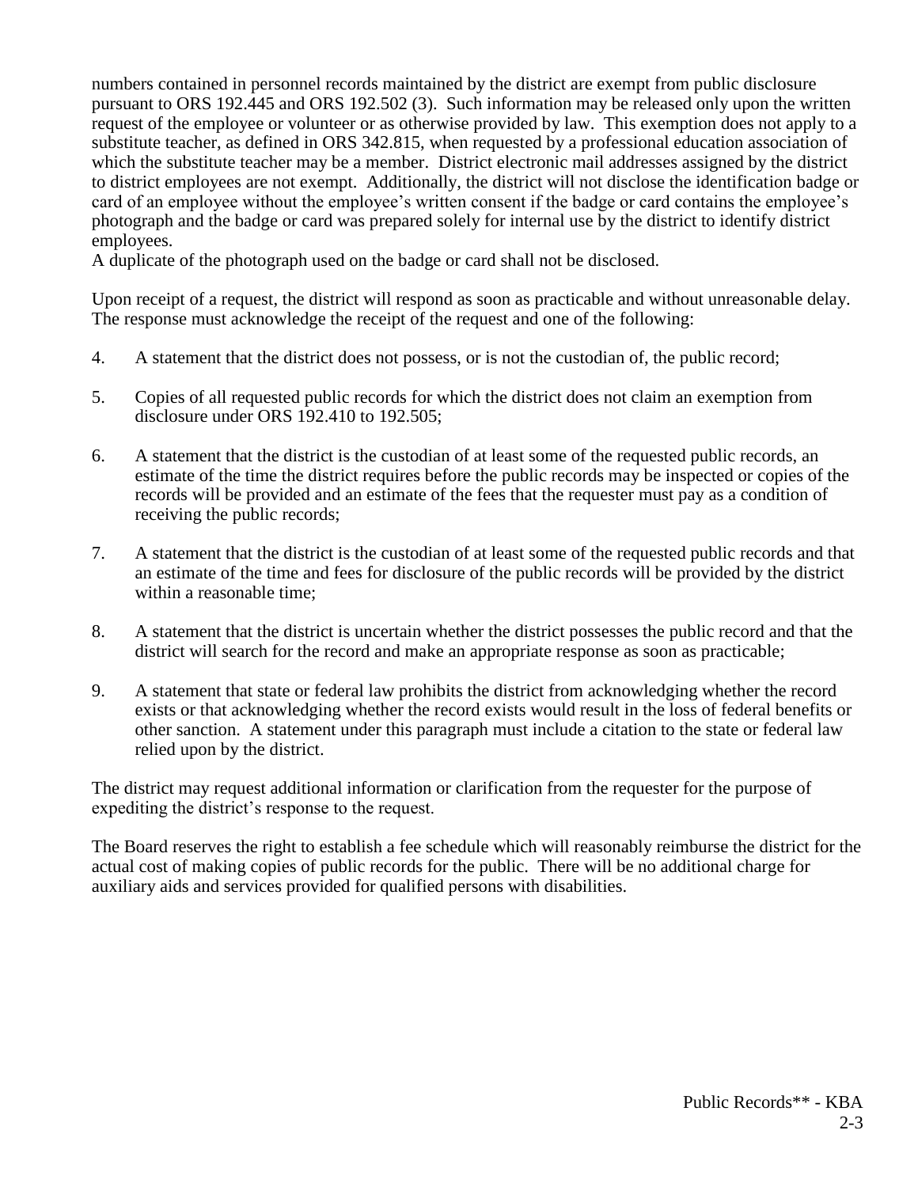numbers contained in personnel records maintained by the district are exempt from public disclosure pursuant to ORS 192.445 and ORS 192.502 (3). Such information may be released only upon the written request of the employee or volunteer or as otherwise provided by law. This exemption does not apply to a substitute teacher, as defined in ORS 342.815, when requested by a professional education association of which the substitute teacher may be a member. District electronic mail addresses assigned by the district to district employees are not exempt. Additionally, the district will not disclose the identification badge or card of an employee without the employee's written consent if the badge or card contains the employee's photograph and the badge or card was prepared solely for internal use by the district to identify district employees.
A duplicate of the photograph used on the badge or card shall not be disclosed.

Upon receipt of a request, the district will respond as soon as practicable and without unreasonable delay. The response must acknowledge the receipt of the request and one of the following:

4. A statement that the district does not possess, or is not the custodian of, the public record;

5. Copies of all requested public records for which the district does not claim an exemption from disclosure under ORS 192.410 to 192.505;

6. A statement that the district is the custodian of at least some of the requested public records, an estimate of the time the district requires before the public records may be inspected or copies of the records will be provided and an estimate of the fees that the requester must pay as a condition of receiving the public records;

7. A statement that the district is the custodian of at least some of the requested public records and that an estimate of the time and fees for disclosure of the public records will be provided by the district within a reasonable time;

8. A statement that the district is uncertain whether the district possesses the public record and that the district will search for the record and make an appropriate response as soon as practicable;

9. A statement that state or federal law prohibits the district from acknowledging whether the record exists or that acknowledging whether the record exists would result in the loss of federal benefits or other sanction. A statement under this paragraph must include a citation to the state or federal law relied upon by the district.

The district may request additional information or clarification from the requester for the purpose of expediting the district's response to the request.

The Board reserves the right to establish a fee schedule which will reasonably reimburse the district for the actual cost of making copies of public records for the public. There will be no additional charge for auxiliary aids and services provided for qualified persons with disabilities.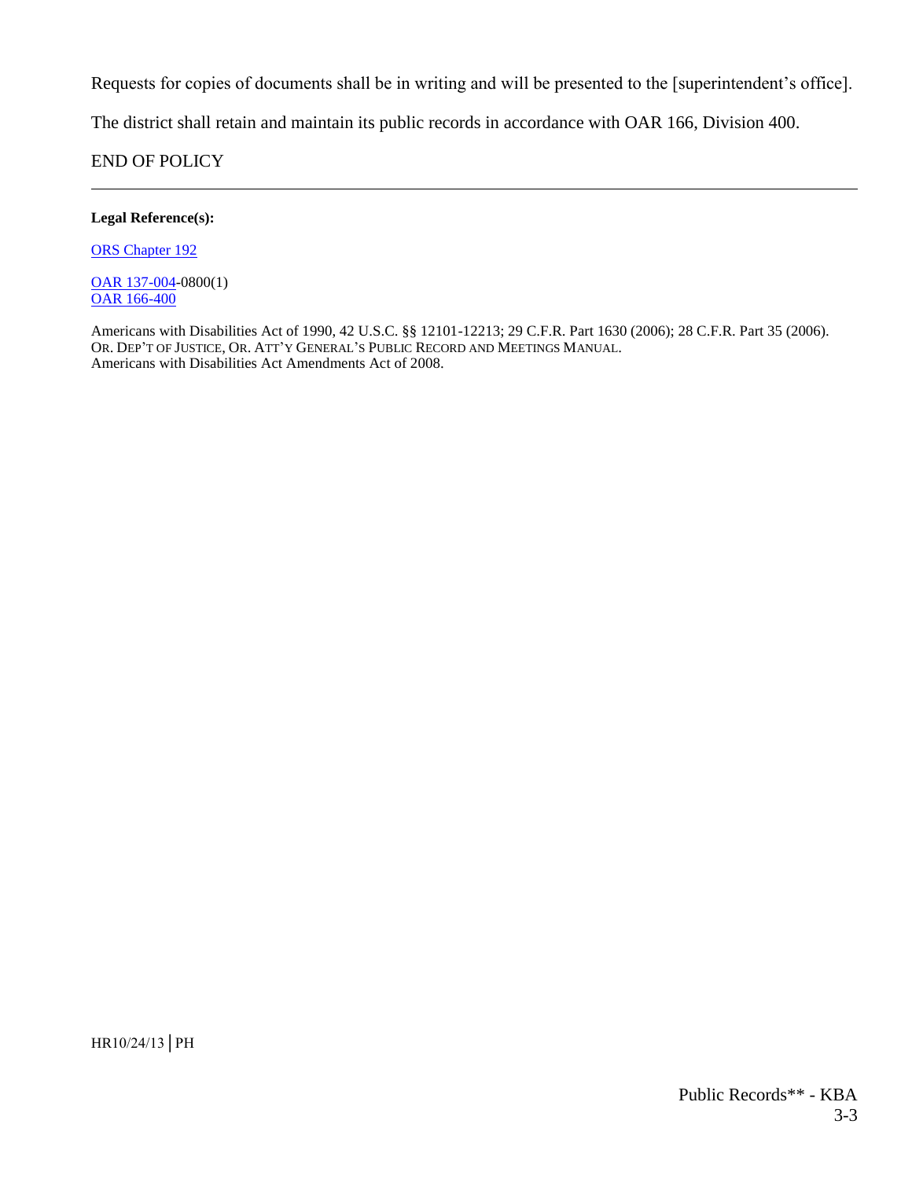Requests for copies of documents shall be in writing and will be presented to the [superintendent's office].

The district shall retain and maintain its public records in accordance with OAR 166, Division 400.

END OF POLICY

---

**Legal Reference(s):**

ORS Chapter 192

OAR 137-004-0800(1)
OAR 166-400

Americans with Disabilities Act of 1990, 42 U.S.C. §§ 12101-12213; 29 C.F.R. Part 1630 (2006); 28 C.F.R. Part 35 (2006).
OR. DEP'T OF JUSTICE, OR. ATT'Y GENERAL'S PUBLIC RECORD AND MEETINGS MANUAL.
Americans with Disabilities Act Amendments Act of 2008.

HR10/24/13│PH